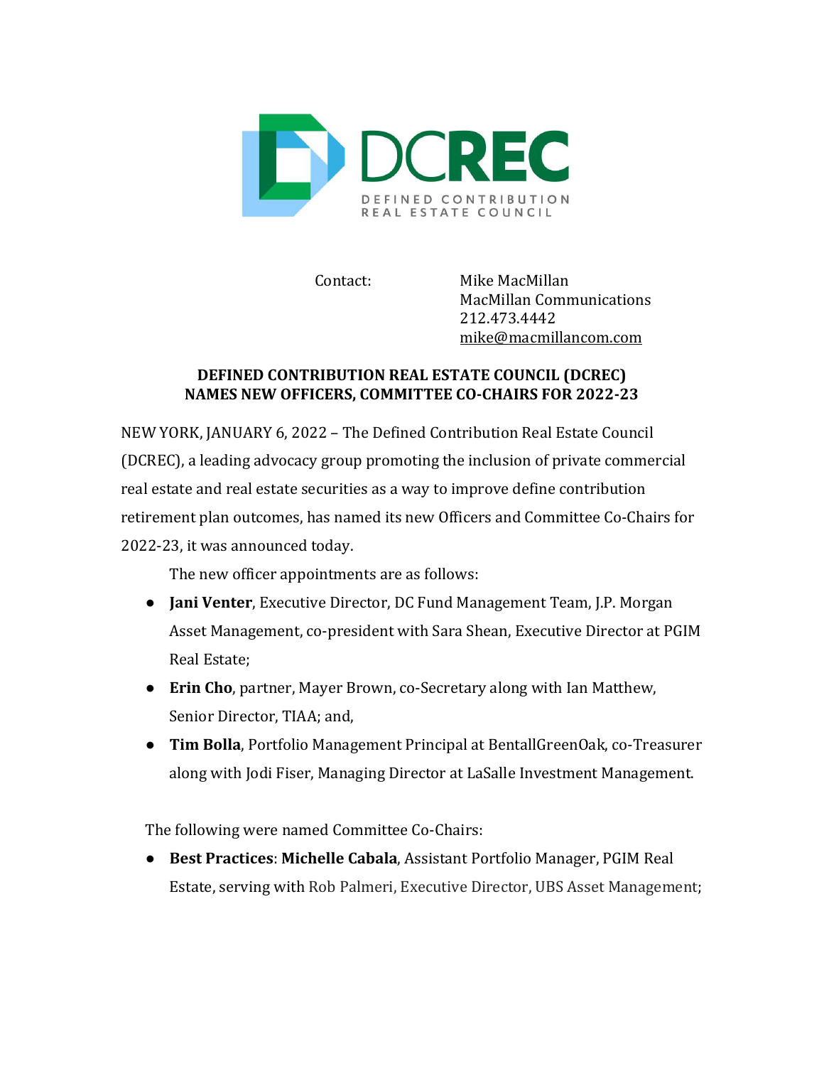DCREC
DEFINED CONTRIBUTION REAL ESTATE COUNCIL

Contact: Mike MacMillan
MacMillan Communications
212.473.4442
mike@macmillancom.com

**DEFINED CONTRIBUTION REAL ESTATE COUNCIL (DCREC)**
**NAMES NEW OFFICERS, COMMITTEE CO-CHAIRS FOR 2022-23**

NEW YORK, JANUARY 6, 2022 – The Defined Contribution Real Estate Council (DCREC), a leading advocacy group promoting the inclusion of private commercial real estate and real estate securities as a way to improve define contribution retirement plan outcomes, has named its new Officers and Committee Co-Chairs for 2022-23, it was announced today.

The new officer appointments are as follows:

- **Jani Venter**, Executive Director, DC Fund Management Team, J.P. Morgan Asset Management, co-president with Sara Shean, Executive Director at PGIM Real Estate;
- **Erin Cho**, partner, Mayer Brown, co-Secretary along with Ian Matthew, Senior Director, TIAA; and,
- **Tim Bolla**, Portfolio Management Principal at BentallGreenOak, co-Treasurer along with Jodi Fiser, Managing Director at LaSalle Investment Management.

The following were named Committee Co-Chairs:

- **Best Practices**: **Michelle Cabala**, Assistant Portfolio Manager, PGIM Real Estate, serving with Rob Palmeri, Executive Director, UBS Asset Management;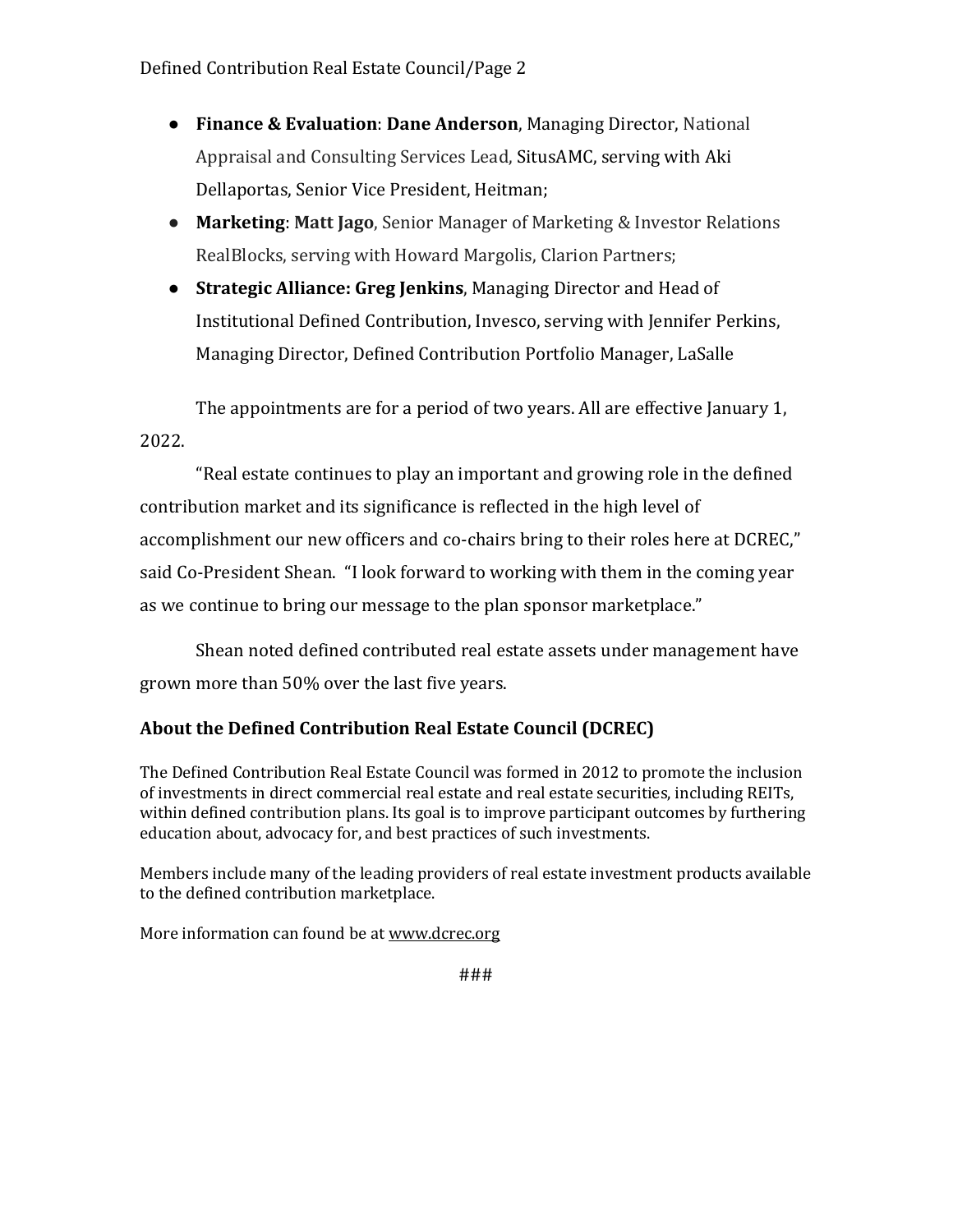- **Finance & Evaluation**: **Dane Anderson**, Managing Director, National Appraisal and Consulting Services Lead, SitusAMC, serving with Aki Dellaportas, Senior Vice President, Heitman;
- **Marketing**: **Matt Jago**, Senior Manager of Marketing & Investor Relations RealBlocks, serving with Howard Margolis, Clarion Partners;
- **Strategic Alliance: Greg Jenkins**, Managing Director and Head of Institutional Defined Contribution, Invesco, serving with Jennifer Perkins, Managing Director, Defined Contribution Portfolio Manager, LaSalle

The appointments are for a period of two years. All are effective January 1, 2022.

"Real estate continues to play an important and growing role in the defined contribution market and its significance is reflected in the high level of accomplishment our new officers and co-chairs bring to their roles here at DCREC," said Co-President Shean. "I look forward to working with them in the coming year as we continue to bring our message to the plan sponsor marketplace."

Shean noted defined contributed real estate assets under management have grown more than 50% over the last five years.

## About the Defined Contribution Real Estate Council (DCREC)

The Defined Contribution Real Estate Council was formed in 2012 to promote the inclusion of investments in direct commercial real estate and real estate securities, including REITs, within defined contribution plans. Its goal is to improve participant outcomes by furthering education about, advocacy for, and best practices of such investments.

Members include many of the leading providers of real estate investment products available to the defined contribution marketplace.

More information can found be at www.dcrec.org

###